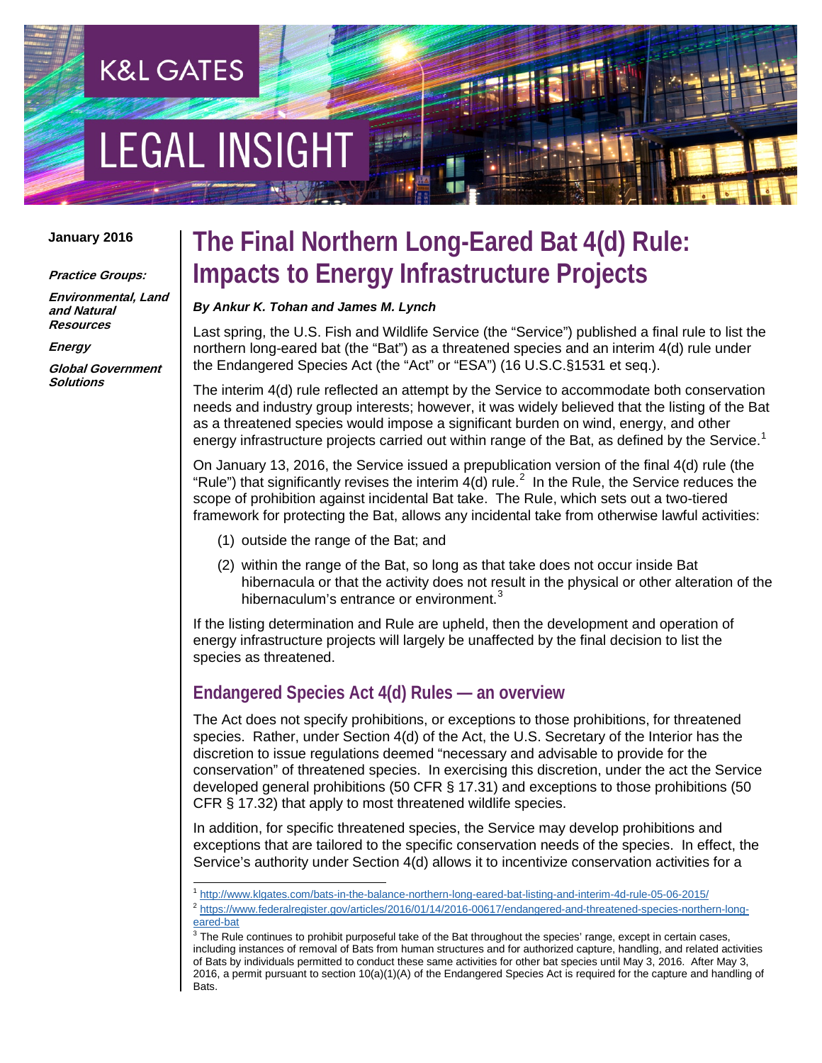K&L GATES

LEGAL INSIGHT

**January 2016**

***Practice Groups:***

***Environmental, Land and Natural Resources***

***Energy***

***Global Government Solutions***

# The Final Northern Long-Eared Bat 4(d) Rule: Impacts to Energy Infrastructure Projects

***By Ankur K. Tohan and James M. Lynch***

Last spring, the U.S. Fish and Wildlife Service (the "Service") published a final rule to list the northern long-eared bat (the "Bat") as a threatened species and an interim 4(d) rule under the Endangered Species Act (the "Act" or "ESA") (16 U.S.C.§1531 et seq.).

The interim 4(d) rule reflected an attempt by the Service to accommodate both conservation needs and industry group interests; however, it was widely believed that the listing of the Bat as a threatened species would impose a significant burden on wind, energy, and other energy infrastructure projects carried out within range of the Bat, as defined by the Service.[1]

On January 13, 2016, the Service issued a prepublication version of the final 4(d) rule (the "Rule") that significantly revises the interim 4(d) rule.[2] In the Rule, the Service reduces the scope of prohibition against incidental Bat take. The Rule, which sets out a two-tiered framework for protecting the Bat, allows any incidental take from otherwise lawful activities:

(1) outside the range of the Bat; and

(2) within the range of the Bat, so long as that take does not occur inside Bat hibernacula or that the activity does not result in the physical or other alteration of the hibernaculum's entrance or environment.[3]

If the listing determination and Rule are upheld, then the development and operation of energy infrastructure projects will largely be unaffected by the final decision to list the species as threatened.

## Endangered Species Act 4(d) Rules — an overview

The Act does not specify prohibitions, or exceptions to those prohibitions, for threatened species. Rather, under Section 4(d) of the Act, the U.S. Secretary of the Interior has the discretion to issue regulations deemed "necessary and advisable to provide for the conservation" of threatened species. In exercising this discretion, under the act the Service developed general prohibitions (50 CFR § 17.31) and exceptions to those prohibitions (50 CFR § 17.32) that apply to most threatened wildlife species.

In addition, for specific threatened species, the Service may develop prohibitions and exceptions that are tailored to the specific conservation needs of the species. In effect, the Service's authority under Section 4(d) allows it to incentivize conservation activities for a

---

[1] http://www.klgates.com/bats-in-the-balance-northern-long-eared-bat-listing-and-interim-4d-rule-05-06-2015/

[2] https://www.federalregister.gov/articles/2016/01/14/2016-00617/endangered-and-threatened-species-northern-long-eared-bat

[3] The Rule continues to prohibit purposeful take of the Bat throughout the species' range, except in certain cases, including instances of removal of Bats from human structures and for authorized capture, handling, and related activities of Bats by individuals permitted to conduct these same activities for other bat species until May 3, 2016. After May 3, 2016, a permit pursuant to section 10(a)(1)(A) of the Endangered Species Act is required for the capture and handling of Bats.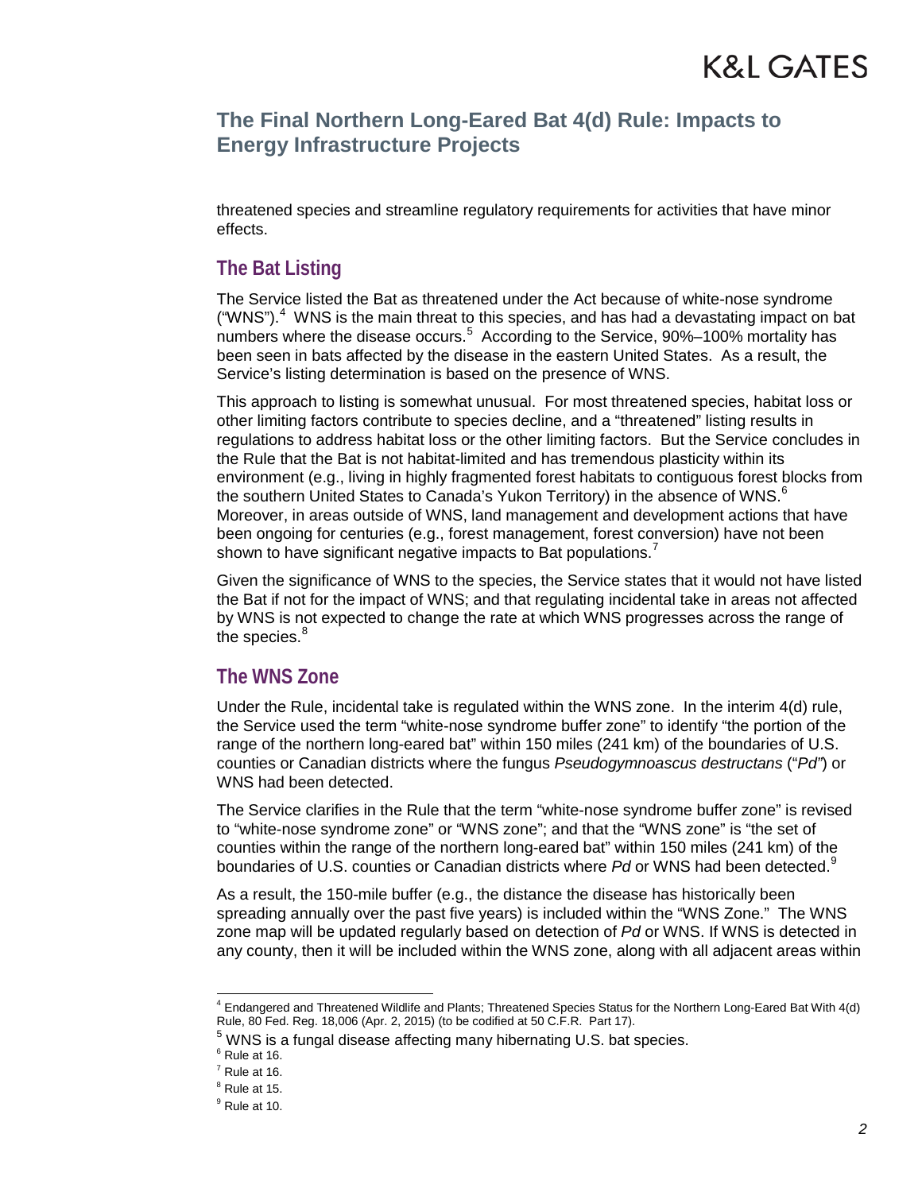threatened species and streamline regulatory requirements for activities that have minor effects.

## The Bat Listing

The Service listed the Bat as threatened under the Act because of white-nose syndrome ("WNS").[4] WNS is the main threat to this species, and has had a devastating impact on bat numbers where the disease occurs.[5] According to the Service, 90%–100% mortality has been seen in bats affected by the disease in the eastern United States. As a result, the Service's listing determination is based on the presence of WNS.

This approach to listing is somewhat unusual. For most threatened species, habitat loss or other limiting factors contribute to species decline, and a "threatened" listing results in regulations to address habitat loss or the other limiting factors. But the Service concludes in the Rule that the Bat is not habitat-limited and has tremendous plasticity within its environment (e.g., living in highly fragmented forest habitats to contiguous forest blocks from the southern United States to Canada's Yukon Territory) in the absence of WNS.[6] Moreover, in areas outside of WNS, land management and development actions that have been ongoing for centuries (e.g., forest management, forest conversion) have not been shown to have significant negative impacts to Bat populations.[7]

Given the significance of WNS to the species, the Service states that it would not have listed the Bat if not for the impact of WNS; and that regulating incidental take in areas not affected by WNS is not expected to change the rate at which WNS progresses across the range of the species.[8]

## The WNS Zone

Under the Rule, incidental take is regulated within the WNS zone. In the interim 4(d) rule, the Service used the term "white-nose syndrome buffer zone" to identify "the portion of the range of the northern long-eared bat" within 150 miles (241 km) of the boundaries of U.S. counties or Canadian districts where the fungus *Pseudogymnoascus destructans* ("*Pd*") or WNS had been detected.

The Service clarifies in the Rule that the term "white-nose syndrome buffer zone" is revised to "white-nose syndrome zone" or "WNS zone"; and that the "WNS zone" is "the set of counties within the range of the northern long-eared bat" within 150 miles (241 km) of the boundaries of U.S. counties or Canadian districts where *Pd* or WNS had been detected.[9]

As a result, the 150-mile buffer (e.g., the distance the disease has historically been spreading annually over the past five years) is included within the "WNS Zone." The WNS zone map will be updated regularly based on detection of *Pd* or WNS. If WNS is detected in any county, then it will be included within the WNS zone, along with all adjacent areas within

---

[4] Endangered and Threatened Wildlife and Plants; Threatened Species Status for the Northern Long-Eared Bat With 4(d) Rule, 80 Fed. Reg. 18,006 (Apr. 2, 2015) (to be codified at 50 C.F.R. Part 17).

[5] WNS is a fungal disease affecting many hibernating U.S. bat species.

[6] Rule at 16.

[7] Rule at 16.

[8] Rule at 15.

[9] Rule at 10.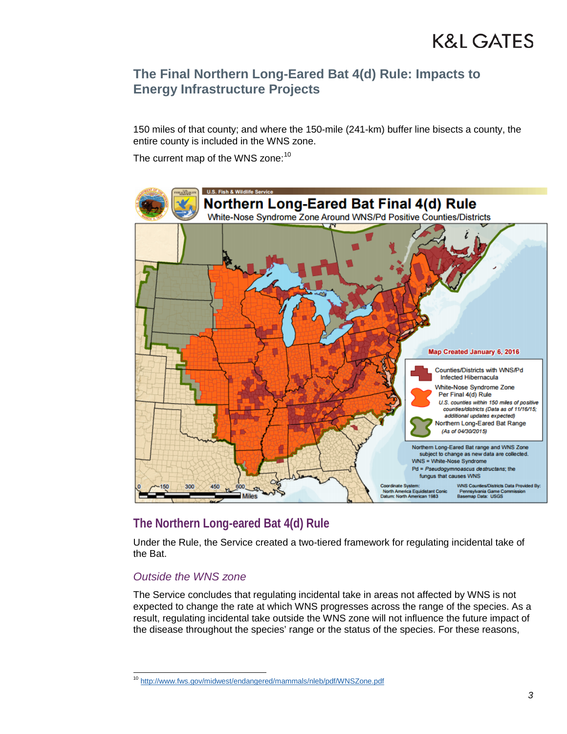150 miles of that county; and where the 150-mile (241-km) buffer line bisects a county, the entire county is included in the WNS zone.

The current map of the WNS zone:[10]

## The Northern Long-eared Bat 4(d) Rule

Under the Rule, the Service created a two-tiered framework for regulating incidental take of the Bat.

### *Outside the WNS zone*

The Service concludes that regulating incidental take in areas not affected by WNS is not expected to change the rate at which WNS progresses across the range of the species. As a result, regulating incidental take outside the WNS zone will not influence the future impact of the disease throughout the species' range or the status of the species. For these reasons,

---

[10] http://www.fws.gov/midwest/endangered/mammals/nleb/pdf/WNSZone.pdf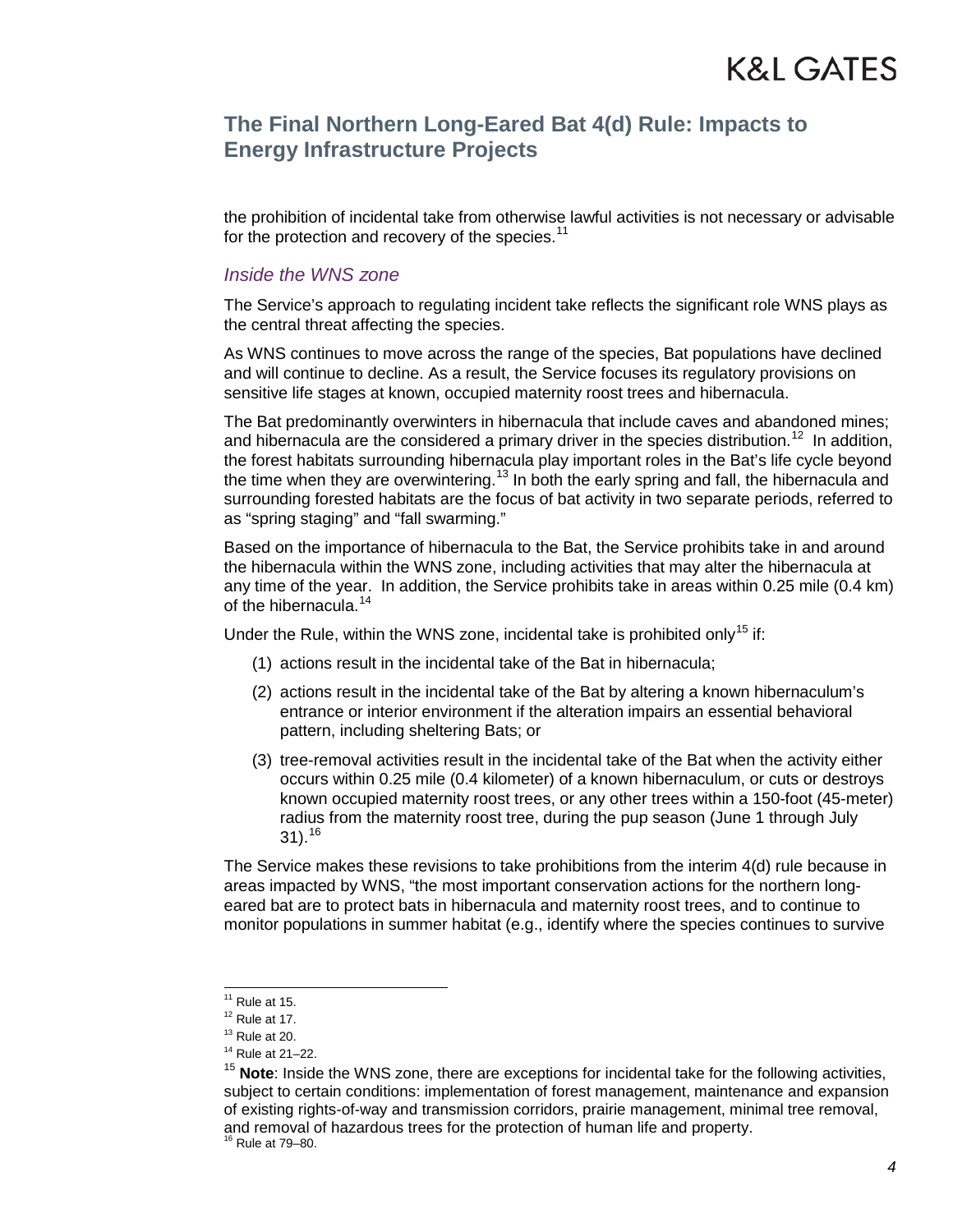the prohibition of incidental take from otherwise lawful activities is not necessary or advisable for the protection and recovery of the species.[11]

### *Inside the WNS zone*

The Service's approach to regulating incident take reflects the significant role WNS plays as the central threat affecting the species.

As WNS continues to move across the range of the species, Bat populations have declined and will continue to decline. As a result, the Service focuses its regulatory provisions on sensitive life stages at known, occupied maternity roost trees and hibernacula.

The Bat predominantly overwinters in hibernacula that include caves and abandoned mines; and hibernacula are the considered a primary driver in the species distribution.[12] In addition, the forest habitats surrounding hibernacula play important roles in the Bat's life cycle beyond the time when they are overwintering.[13] In both the early spring and fall, the hibernacula and surrounding forested habitats are the focus of bat activity in two separate periods, referred to as "spring staging" and "fall swarming."

Based on the importance of hibernacula to the Bat, the Service prohibits take in and around the hibernacula within the WNS zone, including activities that may alter the hibernacula at any time of the year. In addition, the Service prohibits take in areas within 0.25 mile (0.4 km) of the hibernacula.[14]

Under the Rule, within the WNS zone, incidental take is prohibited only[15] if:

(1) actions result in the incidental take of the Bat in hibernacula;

(2) actions result in the incidental take of the Bat by altering a known hibernaculum's entrance or interior environment if the alteration impairs an essential behavioral pattern, including sheltering Bats; or

(3) tree-removal activities result in the incidental take of the Bat when the activity either occurs within 0.25 mile (0.4 kilometer) of a known hibernaculum, or cuts or destroys known occupied maternity roost trees, or any other trees within a 150-foot (45-meter) radius from the maternity roost tree, during the pup season (June 1 through July 31).[16]

The Service makes these revisions to take prohibitions from the interim 4(d) rule because in areas impacted by WNS, "the most important conservation actions for the northern long-eared bat are to protect bats in hibernacula and maternity roost trees, and to continue to monitor populations in summer habitat (e.g., identify where the species continues to survive

---

[11] Rule at 15.

[12] Rule at 17.

[13] Rule at 20.

[14] Rule at 21–22.

[15] **Note**: Inside the WNS zone, there are exceptions for incidental take for the following activities, subject to certain conditions: implementation of forest management, maintenance and expansion of existing rights-of-way and transmission corridors, prairie management, minimal tree removal, and removal of hazardous trees for the protection of human life and property.

[16] Rule at 79–80.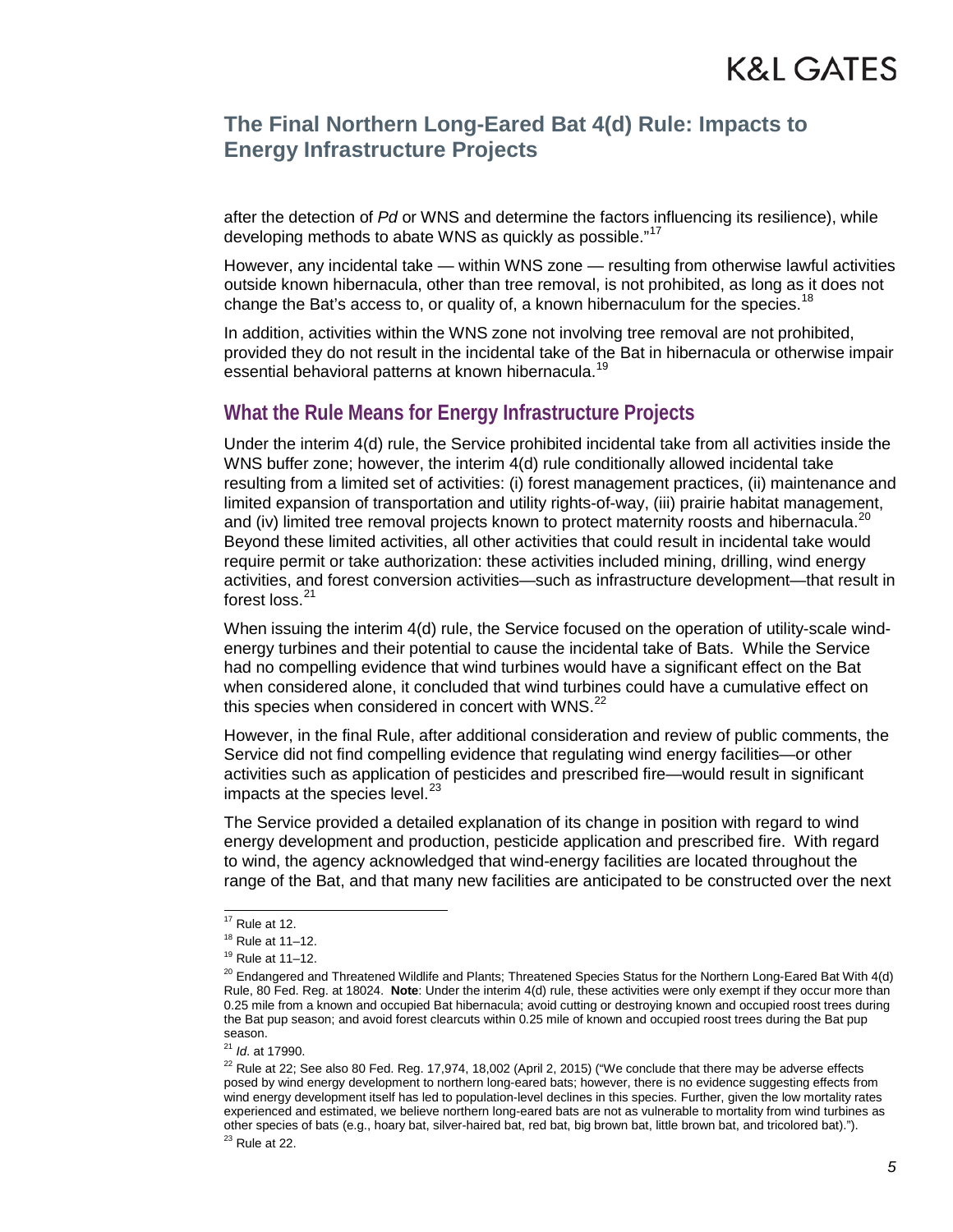after the detection of *Pd* or WNS and determine the factors influencing its resilience), while developing methods to abate WNS as quickly as possible."[17]

However, any incidental take — within WNS zone — resulting from otherwise lawful activities outside known hibernacula, other than tree removal, is not prohibited, as long as it does not change the Bat's access to, or quality of, a known hibernaculum for the species.[18]

In addition, activities within the WNS zone not involving tree removal are not prohibited, provided they do not result in the incidental take of the Bat in hibernacula or otherwise impair essential behavioral patterns at known hibernacula.[19]

## What the Rule Means for Energy Infrastructure Projects

Under the interim 4(d) rule, the Service prohibited incidental take from all activities inside the WNS buffer zone; however, the interim 4(d) rule conditionally allowed incidental take resulting from a limited set of activities: (i) forest management practices, (ii) maintenance and limited expansion of transportation and utility rights-of-way, (iii) prairie habitat management, and (iv) limited tree removal projects known to protect maternity roosts and hibernacula.[20] Beyond these limited activities, all other activities that could result in incidental take would require permit or take authorization: these activities included mining, drilling, wind energy activities, and forest conversion activities—such as infrastructure development—that result in forest loss.[21]

When issuing the interim 4(d) rule, the Service focused on the operation of utility-scale wind-energy turbines and their potential to cause the incidental take of Bats. While the Service had no compelling evidence that wind turbines would have a significant effect on the Bat when considered alone, it concluded that wind turbines could have a cumulative effect on this species when considered in concert with WNS.[22]

However, in the final Rule, after additional consideration and review of public comments, the Service did not find compelling evidence that regulating wind energy facilities—or other activities such as application of pesticides and prescribed fire—would result in significant impacts at the species level.[23]

The Service provided a detailed explanation of its change in position with regard to wind energy development and production, pesticide application and prescribed fire. With regard to wind, the agency acknowledged that wind-energy facilities are located throughout the range of the Bat, and that many new facilities are anticipated to be constructed over the next

---

[17] Rule at 12.

[18] Rule at 11–12.

[19] Rule at 11–12.

[20] Endangered and Threatened Wildlife and Plants; Threatened Species Status for the Northern Long-Eared Bat With 4(d) Rule, 80 Fed. Reg. at 18024. **Note**: Under the interim 4(d) rule, these activities were only exempt if they occur more than 0.25 mile from a known and occupied Bat hibernacula; avoid cutting or destroying known and occupied roost trees during the Bat pup season; and avoid forest clearcuts within 0.25 mile of known and occupied roost trees during the Bat pup season.

[21] *Id*. at 17990.

[22] Rule at 22; See also 80 Fed. Reg. 17,974, 18,002 (April 2, 2015) ("We conclude that there may be adverse effects posed by wind energy development to northern long-eared bats; however, there is no evidence suggesting effects from wind energy development itself has led to population-level declines in this species. Further, given the low mortality rates experienced and estimated, we believe northern long-eared bats are not as vulnerable to mortality from wind turbines as other species of bats (e.g., hoary bat, silver-haired bat, red bat, big brown bat, little brown bat, and tricolored bat).").

[23] Rule at 22.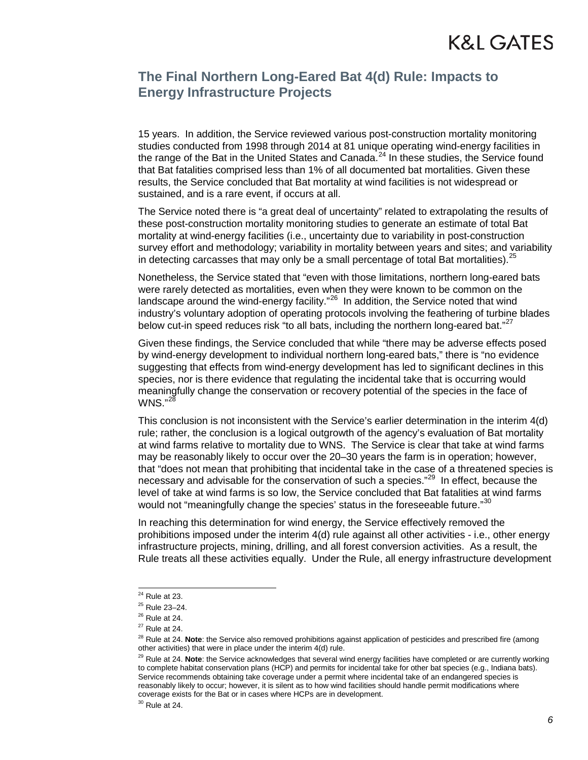15 years. In addition, the Service reviewed various post-construction mortality monitoring studies conducted from 1998 through 2014 at 81 unique operating wind-energy facilities in the range of the Bat in the United States and Canada.[24] In these studies, the Service found that Bat fatalities comprised less than 1% of all documented bat mortalities. Given these results, the Service concluded that Bat mortality at wind facilities is not widespread or sustained, and is a rare event, if occurs at all.

The Service noted there is "a great deal of uncertainty" related to extrapolating the results of these post-construction mortality monitoring studies to generate an estimate of total Bat mortality at wind-energy facilities (i.e., uncertainty due to variability in post-construction survey effort and methodology; variability in mortality between years and sites; and variability in detecting carcasses that may only be a small percentage of total Bat mortalities).[25]

Nonetheless, the Service stated that "even with those limitations, northern long-eared bats were rarely detected as mortalities, even when they were known to be common on the landscape around the wind-energy facility."[26] In addition, the Service noted that wind industry's voluntary adoption of operating protocols involving the feathering of turbine blades below cut-in speed reduces risk "to all bats, including the northern long-eared bat."[27]

Given these findings, the Service concluded that while "there may be adverse effects posed by wind-energy development to individual northern long-eared bats," there is "no evidence suggesting that effects from wind-energy development has led to significant declines in this species, nor is there evidence that regulating the incidental take that is occurring would meaningfully change the conservation or recovery potential of the species in the face of WNS."[28]

This conclusion is not inconsistent with the Service's earlier determination in the interim 4(d) rule; rather, the conclusion is a logical outgrowth of the agency's evaluation of Bat mortality at wind farms relative to mortality due to WNS. The Service is clear that take at wind farms may be reasonably likely to occur over the 20–30 years the farm is in operation; however, that "does not mean that prohibiting that incidental take in the case of a threatened species is necessary and advisable for the conservation of such a species."[29] In effect, because the level of take at wind farms is so low, the Service concluded that Bat fatalities at wind farms would not "meaningfully change the species' status in the foreseeable future."[30]

In reaching this determination for wind energy, the Service effectively removed the prohibitions imposed under the interim 4(d) rule against all other activities - i.e., other energy infrastructure projects, mining, drilling, and all forest conversion activities. As a result, the Rule treats all these activities equally. Under the Rule, all energy infrastructure development

---

[24] Rule at 23.

[25] Rule 23–24.

[26] Rule at 24.

[27] Rule at 24.

[28] Rule at 24. **Note**: the Service also removed prohibitions against application of pesticides and prescribed fire (among other activities) that were in place under the interim 4(d) rule.

[29] Rule at 24. **Note**: the Service acknowledges that several wind energy facilities have completed or are currently working to complete habitat conservation plans (HCP) and permits for incidental take for other bat species (e.g., Indiana bats). Service recommends obtaining take coverage under a permit where incidental take of an endangered species is reasonably likely to occur; however, it is silent as to how wind facilities should handle permit modifications where coverage exists for the Bat or in cases where HCPs are in development.

[30] Rule at 24.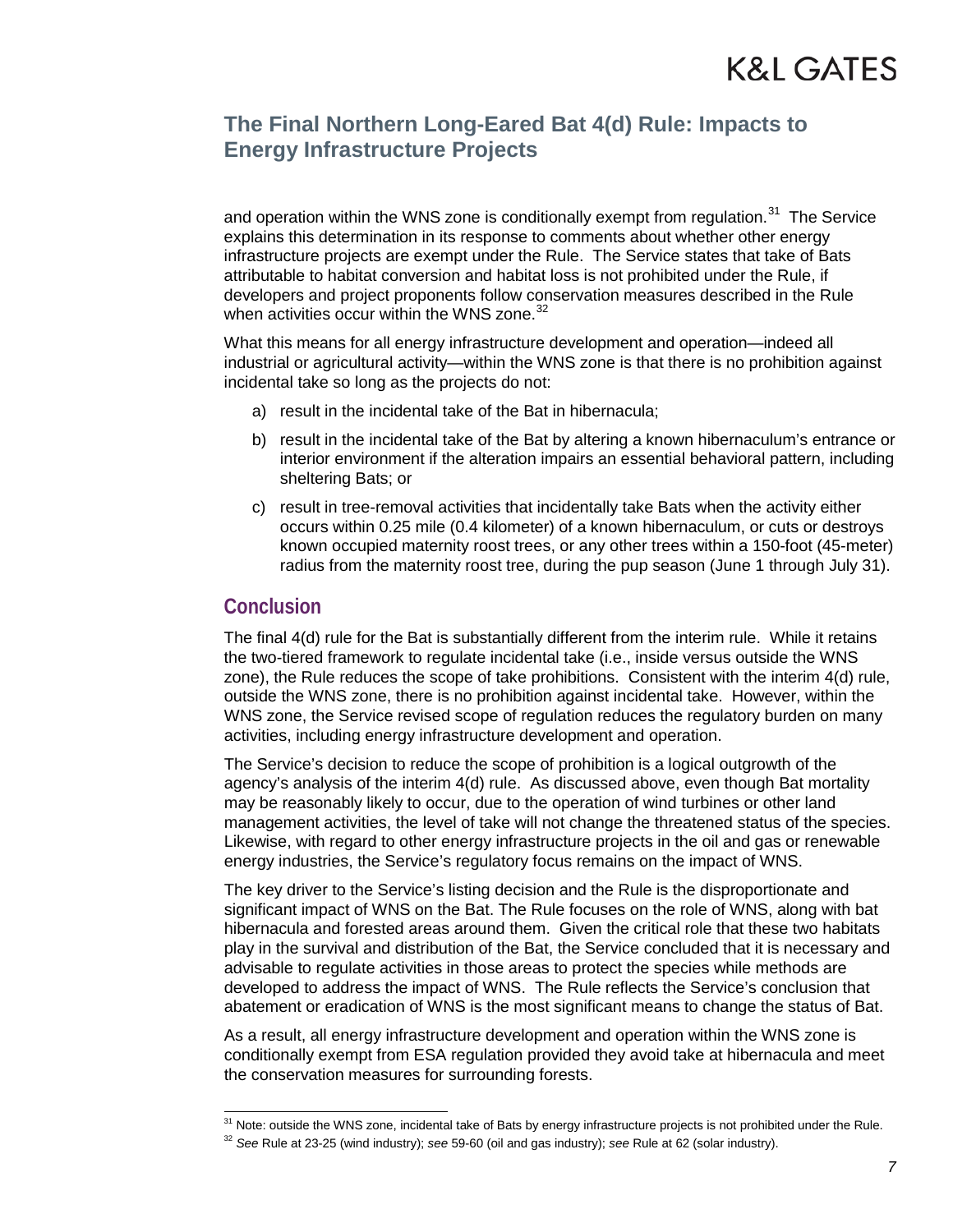and operation within the WNS zone is conditionally exempt from regulation.[31] The Service explains this determination in its response to comments about whether other energy infrastructure projects are exempt under the Rule. The Service states that take of Bats attributable to habitat conversion and habitat loss is not prohibited under the Rule, if developers and project proponents follow conservation measures described in the Rule when activities occur within the WNS zone.[32]

What this means for all energy infrastructure development and operation—indeed all industrial or agricultural activity—within the WNS zone is that there is no prohibition against incidental take so long as the projects do not:

a) result in the incidental take of the Bat in hibernacula;

b) result in the incidental take of the Bat by altering a known hibernaculum's entrance or interior environment if the alteration impairs an essential behavioral pattern, including sheltering Bats; or

c) result in tree-removal activities that incidentally take Bats when the activity either occurs within 0.25 mile (0.4 kilometer) of a known hibernaculum, or cuts or destroys known occupied maternity roost trees, or any other trees within a 150-foot (45-meter) radius from the maternity roost tree, during the pup season (June 1 through July 31).

## Conclusion

The final 4(d) rule for the Bat is substantially different from the interim rule. While it retains the two-tiered framework to regulate incidental take (i.e., inside versus outside the WNS zone), the Rule reduces the scope of take prohibitions. Consistent with the interim 4(d) rule, outside the WNS zone, there is no prohibition against incidental take. However, within the WNS zone, the Service revised scope of regulation reduces the regulatory burden on many activities, including energy infrastructure development and operation.

The Service's decision to reduce the scope of prohibition is a logical outgrowth of the agency's analysis of the interim 4(d) rule. As discussed above, even though Bat mortality may be reasonably likely to occur, due to the operation of wind turbines or other land management activities, the level of take will not change the threatened status of the species. Likewise, with regard to other energy infrastructure projects in the oil and gas or renewable energy industries, the Service's regulatory focus remains on the impact of WNS.

The key driver to the Service's listing decision and the Rule is the disproportionate and significant impact of WNS on the Bat. The Rule focuses on the role of WNS, along with bat hibernacula and forested areas around them. Given the critical role that these two habitats play in the survival and distribution of the Bat, the Service concluded that it is necessary and advisable to regulate activities in those areas to protect the species while methods are developed to address the impact of WNS. The Rule reflects the Service's conclusion that abatement or eradication of WNS is the most significant means to change the status of Bat.

As a result, all energy infrastructure development and operation within the WNS zone is conditionally exempt from ESA regulation provided they avoid take at hibernacula and meet the conservation measures for surrounding forests.

---

[31] Note: outside the WNS zone, incidental take of Bats by energy infrastructure projects is not prohibited under the Rule.

[32] *See* Rule at 23-25 (wind industry); *see* 59-60 (oil and gas industry); *see* Rule at 62 (solar industry).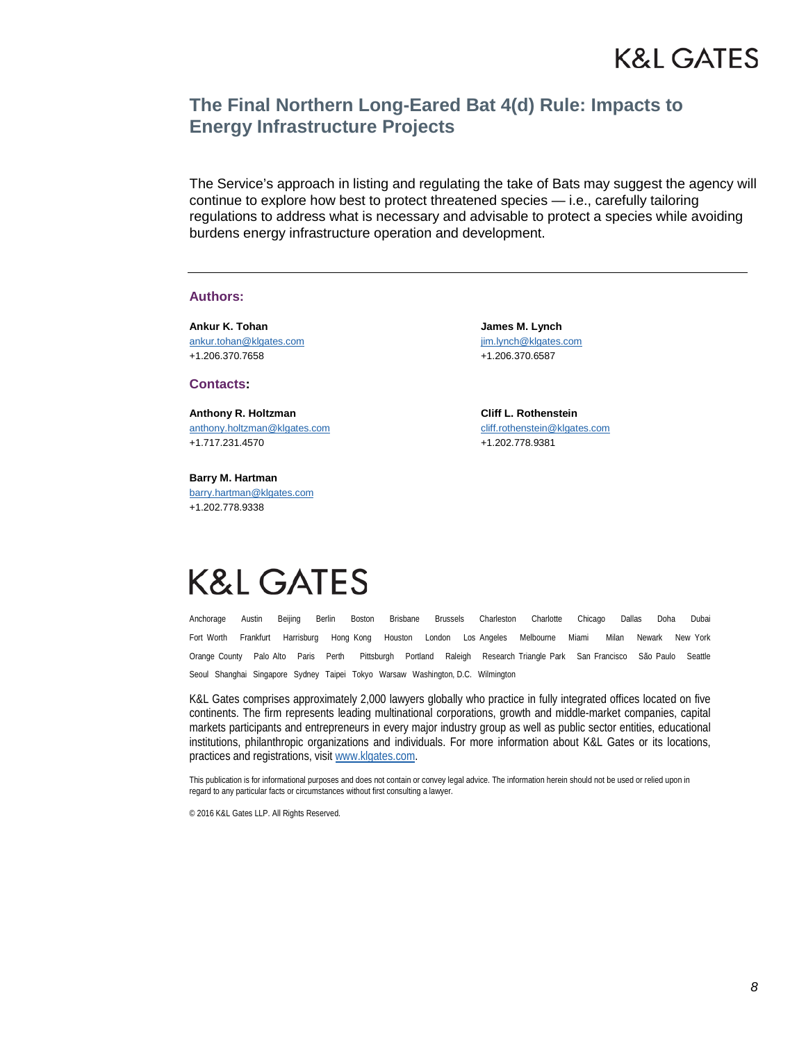# The Final Northern Long-Eared Bat 4(d) Rule: Impacts to Energy Infrastructure Projects

The Service's approach in listing and regulating the take of Bats may suggest the agency will continue to explore how best to protect threatened species — i.e., carefully tailoring regulations to address what is necessary and advisable to protect a species while avoiding burdens energy infrastructure operation and development.

---

### Authors:

**Ankur K. Tohan**
ankur.tohan@klgates.com
+1.206.370.7658

**James M. Lynch**
jim.lynch@klgates.com
+1.206.370.6587

### Contacts:

**Anthony R. Holtzman**
anthony.holtzman@klgates.com
+1.717.231.4570

**Cliff L. Rothenstein**
cliff.rothenstein@klgates.com
+1.202.778.9381

**Barry M. Hartman**
barry.hartman@klgates.com
+1.202.778.9338

K&L GATES

Anchorage Austin Beijing Berlin Boston Brisbane Brussels Charleston Charlotte Chicago Dallas Doha Dubai Fort Worth Frankfurt Harrisburg Hong Kong Houston London Los Angeles Melbourne Miami Milan Newark New York Orange County Palo Alto Paris Perth Pittsburgh Portland Raleigh Research Triangle Park San Francisco São Paulo Seattle Seoul Shanghai Singapore Sydney Taipei Tokyo Warsaw Washington, D.C. Wilmington

K&L Gates comprises approximately 2,000 lawyers globally who practice in fully integrated offices located on five continents. The firm represents leading multinational corporations, growth and middle-market companies, capital markets participants and entrepreneurs in every major industry group as well as public sector entities, educational institutions, philanthropic organizations and individuals. For more information about K&L Gates or its locations, practices and registrations, visit www.klgates.com.

This publication is for informational purposes and does not contain or convey legal advice. The information herein should not be used or relied upon in regard to any particular facts or circumstances without first consulting a lawyer.

© 2016 K&L Gates LLP. All Rights Reserved.